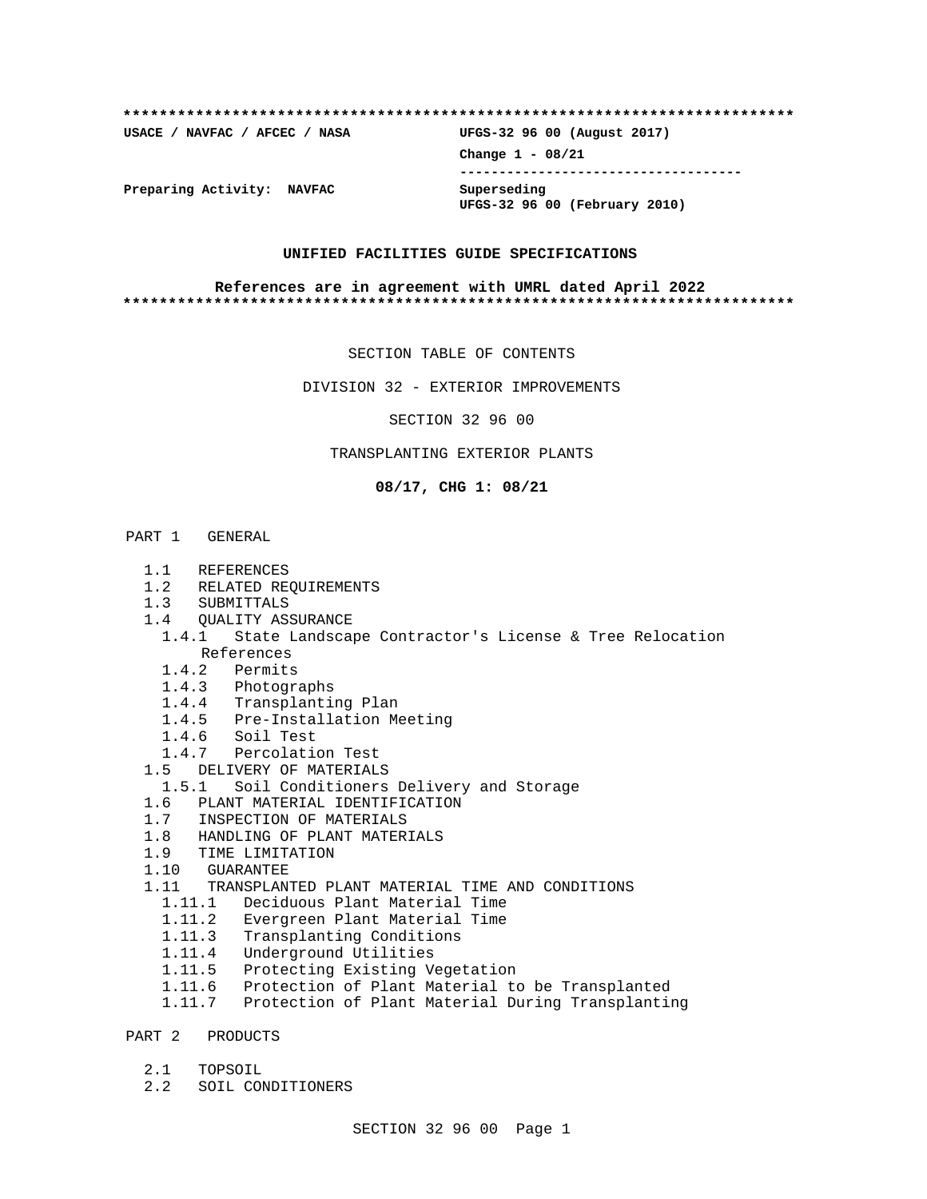**************************************************************************

**USACE / NAVFAC / AFCEC / NASA** | **UFGS-32 96 00 (August 2017)**
**Change 1 - 08/21**

**Preparing Activity: NAVFAC** | **Superseding UFGS-32 96 00 (February 2010)**

**UNIFIED FACILITIES GUIDE SPECIFICATIONS**

**References are in agreement with UMRL dated April 2022**

**************************************************************************

SECTION TABLE OF CONTENTS

DIVISION 32 - EXTERIOR IMPROVEMENTS

SECTION 32 96 00

TRANSPLANTING EXTERIOR PLANTS

**08/17, CHG 1: 08/21**

PART 1 GENERAL

- 1.1 REFERENCES
- 1.2 RELATED REQUIREMENTS
- 1.3 SUBMITTALS
- 1.4 QUALITY ASSURANCE
  - 1.4.1 State Landscape Contractor's License & Tree Relocation References
  - 1.4.2 Permits
  - 1.4.3 Photographs
  - 1.4.4 Transplanting Plan
  - 1.4.5 Pre-Installation Meeting
  - 1.4.6 Soil Test
  - 1.4.7 Percolation Test
- 1.5 DELIVERY OF MATERIALS
  - 1.5.1 Soil Conditioners Delivery and Storage
- 1.6 PLANT MATERIAL IDENTIFICATION
- 1.7 INSPECTION OF MATERIALS
- 1.8 HANDLING OF PLANT MATERIALS
- 1.9 TIME LIMITATION
- 1.10 GUARANTEE
- 1.11 TRANSPLANTED PLANT MATERIAL TIME AND CONDITIONS
  - 1.11.1 Deciduous Plant Material Time
  - 1.11.2 Evergreen Plant Material Time
  - 1.11.3 Transplanting Conditions
  - 1.11.4 Underground Utilities
  - 1.11.5 Protecting Existing Vegetation
  - 1.11.6 Protection of Plant Material to be Transplanted
  - 1.11.7 Protection of Plant Material During Transplanting

PART 2 PRODUCTS

- 2.1 TOPSOIL
- 2.2 SOIL CONDITIONERS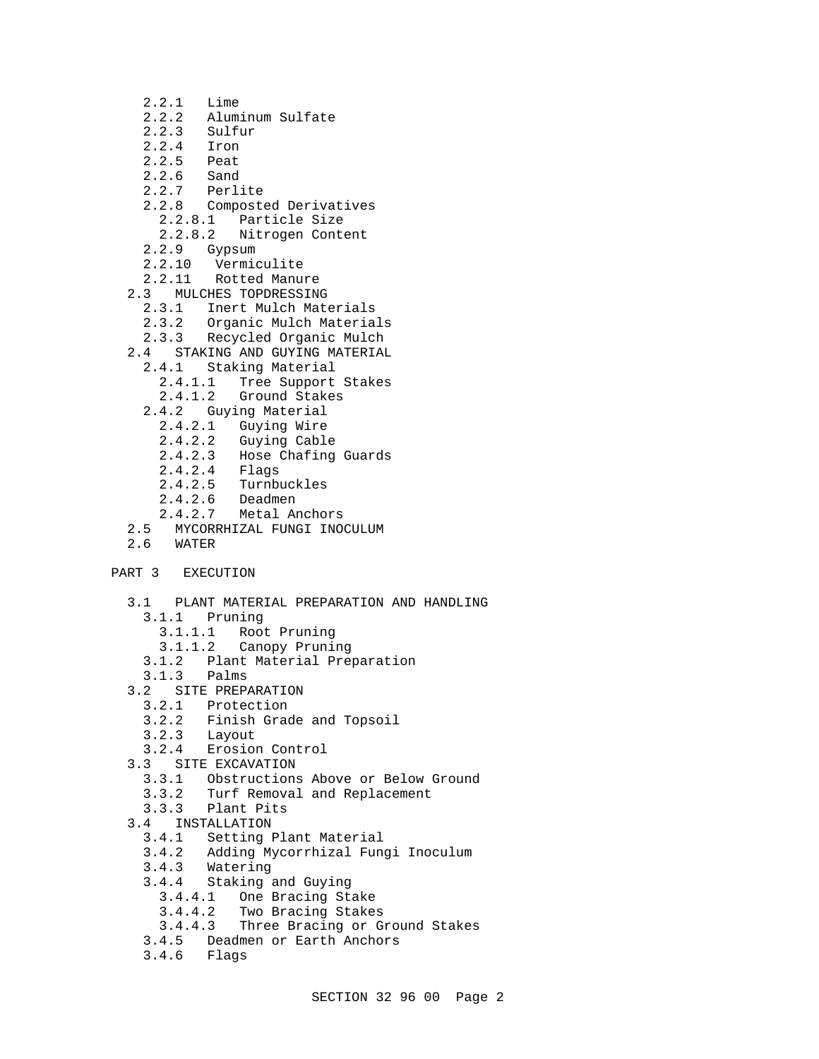- 2.2.1 Lime
- 2.2.2 Aluminum Sulfate
- 2.2.3 Sulfur
- 2.2.4 Iron
- 2.2.5 Peat
- 2.2.6 Sand
- 2.2.7 Perlite
- 2.2.8 Composted Derivatives
  - 2.2.8.1 Particle Size
  - 2.2.8.2 Nitrogen Content
- 2.2.9 Gypsum
- 2.2.10 Vermiculite
- 2.2.11 Rotted Manure

2.3 MULCHES TOPDRESSING
- 2.3.1 Inert Mulch Materials
- 2.3.2 Organic Mulch Materials
- 2.3.3 Recycled Organic Mulch

2.4 STAKING AND GUYING MATERIAL
- 2.4.1 Staking Material
  - 2.4.1.1 Tree Support Stakes
  - 2.4.1.2 Ground Stakes
- 2.4.2 Guying Material
  - 2.4.2.1 Guying Wire
  - 2.4.2.2 Guying Cable
  - 2.4.2.3 Hose Chafing Guards
  - 2.4.2.4 Flags
  - 2.4.2.5 Turnbuckles
  - 2.4.2.6 Deadmen
  - 2.4.2.7 Metal Anchors

2.5 MYCORRHIZAL FUNGI INOCULUM

2.6 WATER

PART 3 EXECUTION

3.1 PLANT MATERIAL PREPARATION AND HANDLING
- 3.1.1 Pruning
  - 3.1.1.1 Root Pruning
  - 3.1.1.2 Canopy Pruning
- 3.1.2 Plant Material Preparation
- 3.1.3 Palms

3.2 SITE PREPARATION
- 3.2.1 Protection
- 3.2.2 Finish Grade and Topsoil
- 3.2.3 Layout
- 3.2.4 Erosion Control

3.3 SITE EXCAVATION
- 3.3.1 Obstructions Above or Below Ground
- 3.3.2 Turf Removal and Replacement
- 3.3.3 Plant Pits

3.4 INSTALLATION
- 3.4.1 Setting Plant Material
- 3.4.2 Adding Mycorrhizal Fungi Inoculum
- 3.4.3 Watering
- 3.4.4 Staking and Guying
  - 3.4.4.1 One Bracing Stake
  - 3.4.4.2 Two Bracing Stakes
  - 3.4.4.3 Three Bracing or Ground Stakes
- 3.4.5 Deadmen or Earth Anchors
- 3.4.6 Flags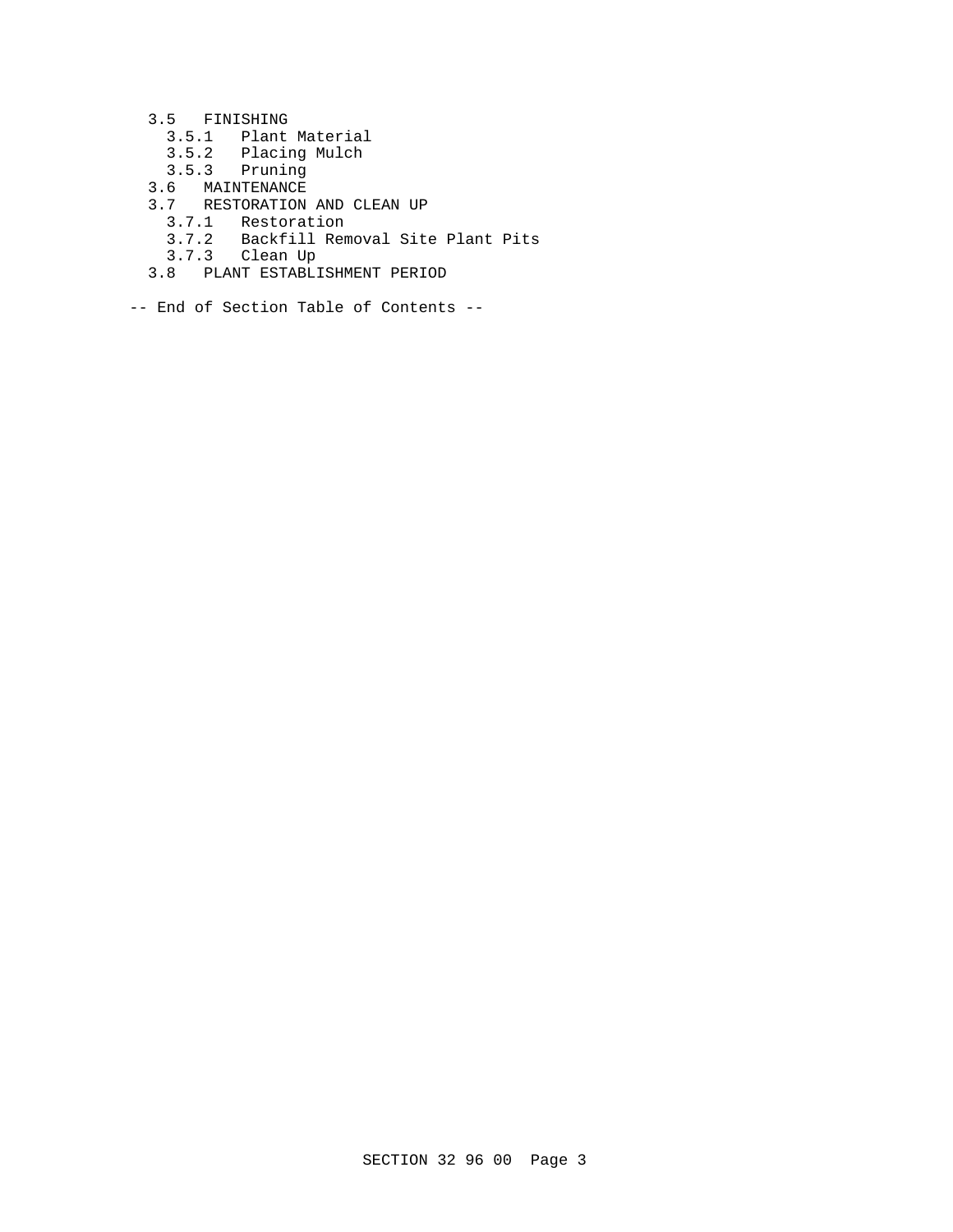- 3.5 FINISHING
  - 3.5.1 Plant Material
  - 3.5.2 Placing Mulch
  - 3.5.3 Pruning
- 3.6 MAINTENANCE
- 3.7 RESTORATION AND CLEAN UP
  - 3.7.1 Restoration
  - 3.7.2 Backfill Removal Site Plant Pits
  - 3.7.3 Clean Up
- 3.8 PLANT ESTABLISHMENT PERIOD

-- End of Section Table of Contents --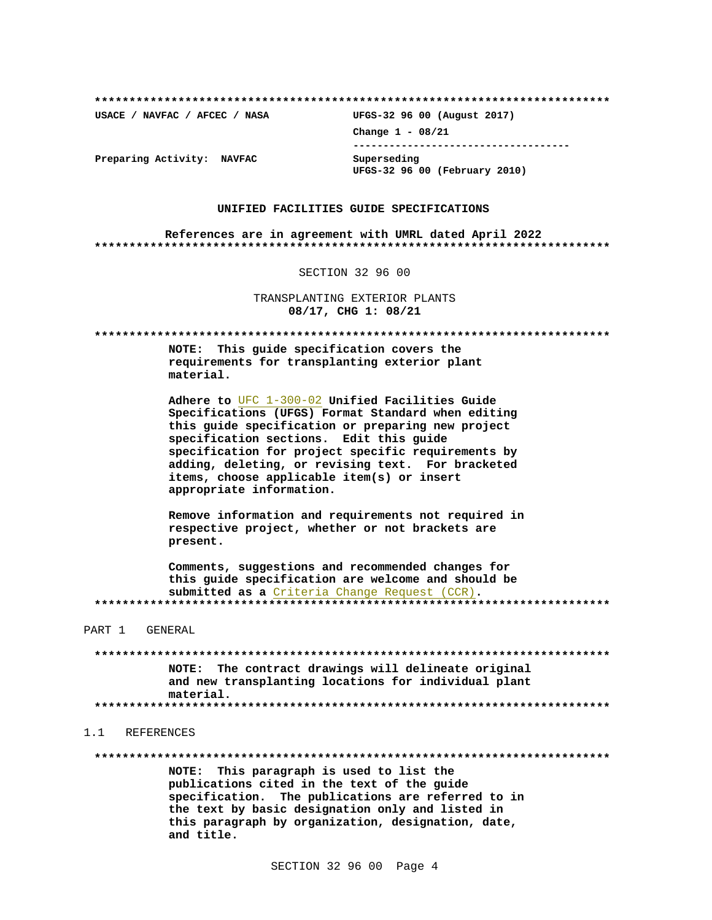**************************************************************************

USACE / NAVFAC / AFCEC / NASA          UFGS-32 96 00 (August 2017)

Change 1 - 08/21

Preparing Activity:  NAVFAC            Superseding
UFGS-32 96 00 (February 2010)

**UNIFIED FACILITIES GUIDE SPECIFICATIONS**

**References are in agreement with UMRL dated April 2022**

**************************************************************************

SECTION 32 96 00

TRANSPLANTING EXTERIOR PLANTS
**08/17, CHG 1: 08/21**

**************************************************************************

**NOTE: This guide specification covers the requirements for transplanting exterior plant material.**

**Adhere to UFC 1-300-02 Unified Facilities Guide Specifications (UFGS) Format Standard when editing this guide specification or preparing new project specification sections. Edit this guide specification for project specific requirements by adding, deleting, or revising text. For bracketed items, choose applicable item(s) or insert appropriate information.**

**Remove information and requirements not required in respective project, whether or not brackets are present.**

**Comments, suggestions and recommended changes for this guide specification are welcome and should be submitted as a Criteria Change Request (CCR).**

**************************************************************************

# PART 1 GENERAL

**************************************************************************

**NOTE: The contract drawings will delineate original and new transplanting locations for individual plant material.**

**************************************************************************

## 1.1 REFERENCES

**************************************************************************

**NOTE: This paragraph is used to list the publications cited in the text of the guide specification. The publications are referred to in the text by basic designation only and listed in this paragraph by organization, designation, date, and title.**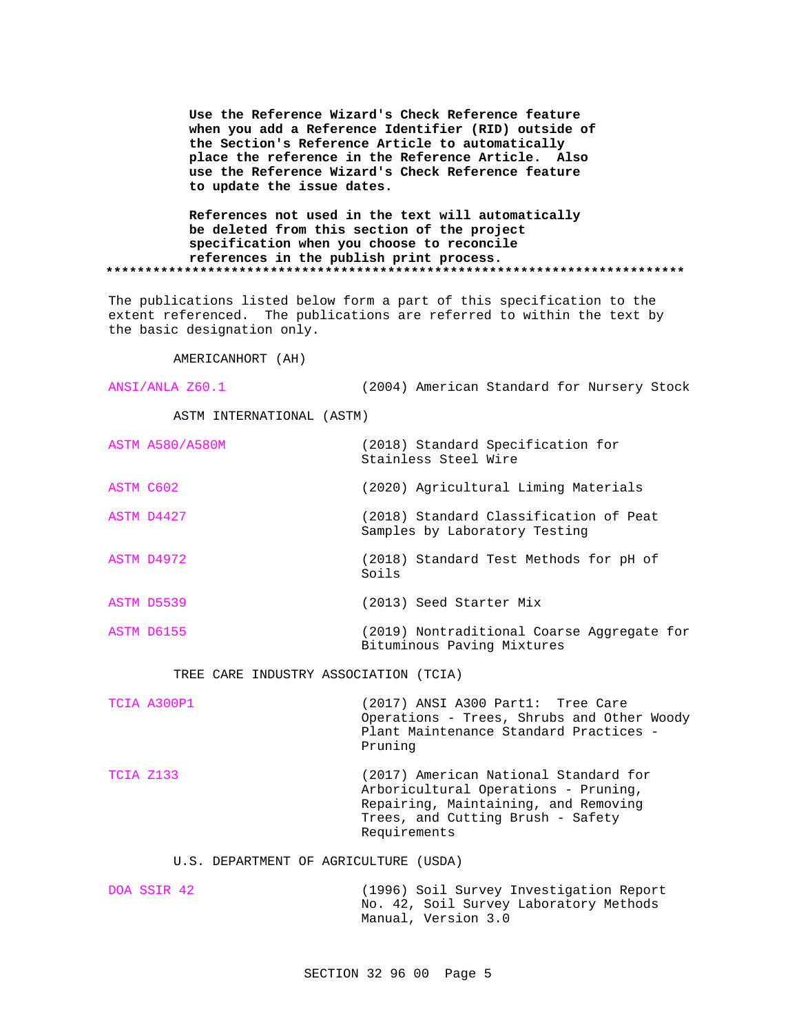**Use the Reference Wizard's Check Reference feature when you add a Reference Identifier (RID) outside of the Section's Reference Article to automatically place the reference in the Reference Article. Also use the Reference Wizard's Check Reference feature to update the issue dates.**

**References not used in the text will automatically be deleted from this section of the project specification when you choose to reconcile references in the publish print process.**

**************************************************************************

The publications listed below form a part of this specification to the extent referenced. The publications are referred to within the text by the basic designation only.

AMERICANHORT (AH)

| | |
|---|---|
| ANSI/ANLA Z60.1 | (2004) American Standard for Nursery Stock |

ASTM INTERNATIONAL (ASTM)

| | |
|---|---|
| ASTM A580/A580M | (2018) Standard Specification for Stainless Steel Wire |
| ASTM C602 | (2020) Agricultural Liming Materials |
| ASTM D4427 | (2018) Standard Classification of Peat Samples by Laboratory Testing |
| ASTM D4972 | (2018) Standard Test Methods for pH of Soils |
| ASTM D5539 | (2013) Seed Starter Mix |
| ASTM D6155 | (2019) Nontraditional Coarse Aggregate for Bituminous Paving Mixtures |

TREE CARE INDUSTRY ASSOCIATION (TCIA)

| | |
|---|---|
| TCIA A300P1 | (2017) ANSI A300 Part1: Tree Care Operations - Trees, Shrubs and Other Woody Plant Maintenance Standard Practices - Pruning |
| TCIA Z133 | (2017) American National Standard for Arboricultural Operations - Pruning, Repairing, Maintaining, and Removing Trees, and Cutting Brush - Safety Requirements |

U.S. DEPARTMENT OF AGRICULTURE (USDA)

| | |
|---|---|
| DOA SSIR 42 | (1996) Soil Survey Investigation Report No. 42, Soil Survey Laboratory Methods Manual, Version 3.0 |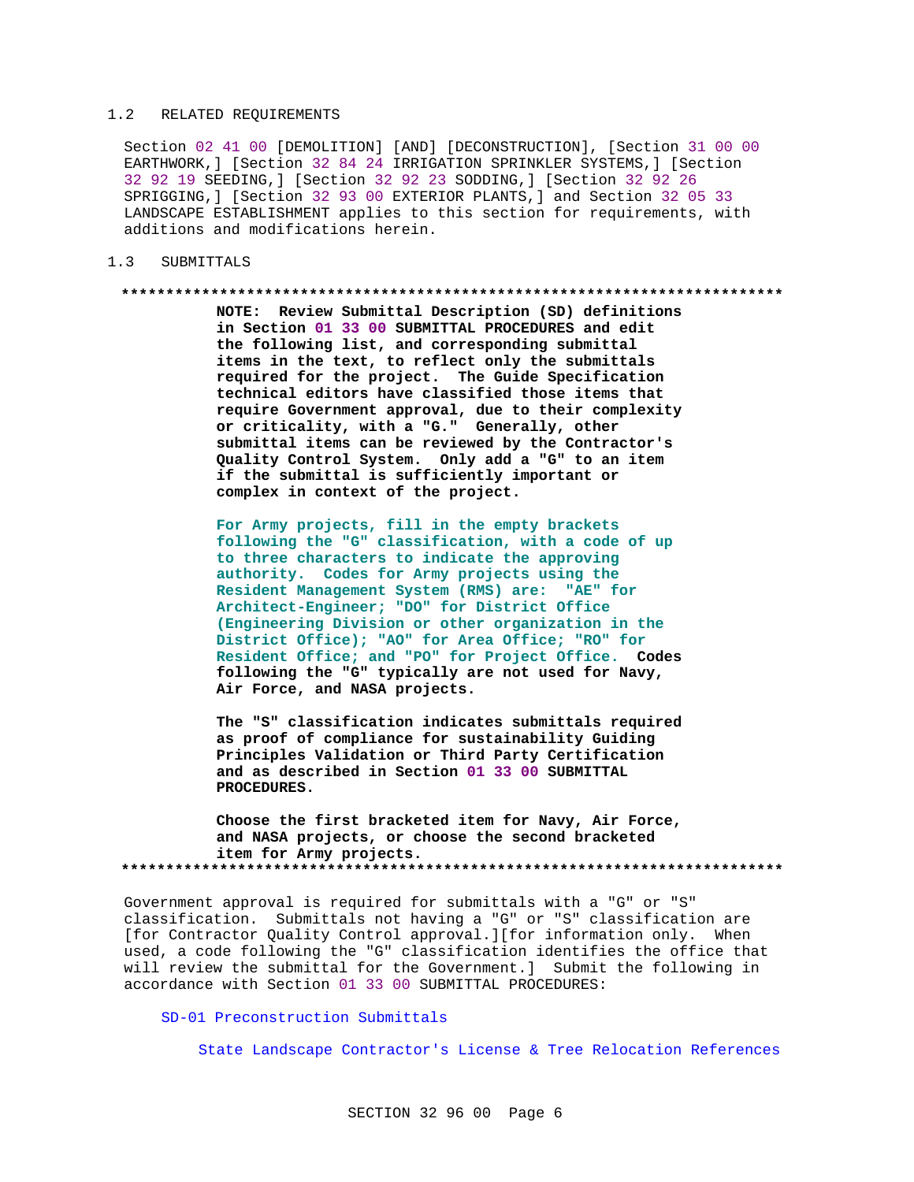## 1.2 RELATED REQUIREMENTS

Section 02 41 00 [DEMOLITION] [AND] [DECONSTRUCTION], [Section 31 00 00 EARTHWORK,] [Section 32 84 24 IRRIGATION SPRINKLER SYSTEMS,] [Section 32 92 19 SEEDING,] [Section 32 92 23 SODDING,] [Section 32 92 26 SPRIGGING,] [Section 32 93 00 EXTERIOR PLANTS,] and Section 32 05 33 LANDSCAPE ESTABLISHMENT applies to this section for requirements, with additions and modifications herein.

## 1.3 SUBMITTALS

**************************************************************************

**NOTE: Review Submittal Description (SD) definitions in Section 01 33 00 SUBMITTAL PROCEDURES and edit the following list, and corresponding submittal items in the text, to reflect only the submittals required for the project. The Guide Specification technical editors have classified those items that require Government approval, due to their complexity or criticality, with a "G." Generally, other submittal items can be reviewed by the Contractor's Quality Control System. Only add a "G" to an item if the submittal is sufficiently important or complex in context of the project.**

**For Army projects, fill in the empty brackets following the "G" classification, with a code of up to three characters to indicate the approving authority. Codes for Army projects using the Resident Management System (RMS) are: "AE" for Architect-Engineer; "DO" for District Office (Engineering Division or other organization in the District Office); "AO" for Area Office; "RO" for Resident Office; and "PO" for Project Office. Codes following the "G" typically are not used for Navy, Air Force, and NASA projects.**

**The "S" classification indicates submittals required as proof of compliance for sustainability Guiding Principles Validation or Third Party Certification and as described in Section 01 33 00 SUBMITTAL PROCEDURES.**

**Choose the first bracketed item for Navy, Air Force, and NASA projects, or choose the second bracketed item for Army projects.**

**************************************************************************

Government approval is required for submittals with a "G" or "S" classification. Submittals not having a "G" or "S" classification are [for Contractor Quality Control approval.][for information only. When used, a code following the "G" classification identifies the office that will review the submittal for the Government.] Submit the following in accordance with Section 01 33 00 SUBMITTAL PROCEDURES:

SD-01 Preconstruction Submittals

State Landscape Contractor's License & Tree Relocation References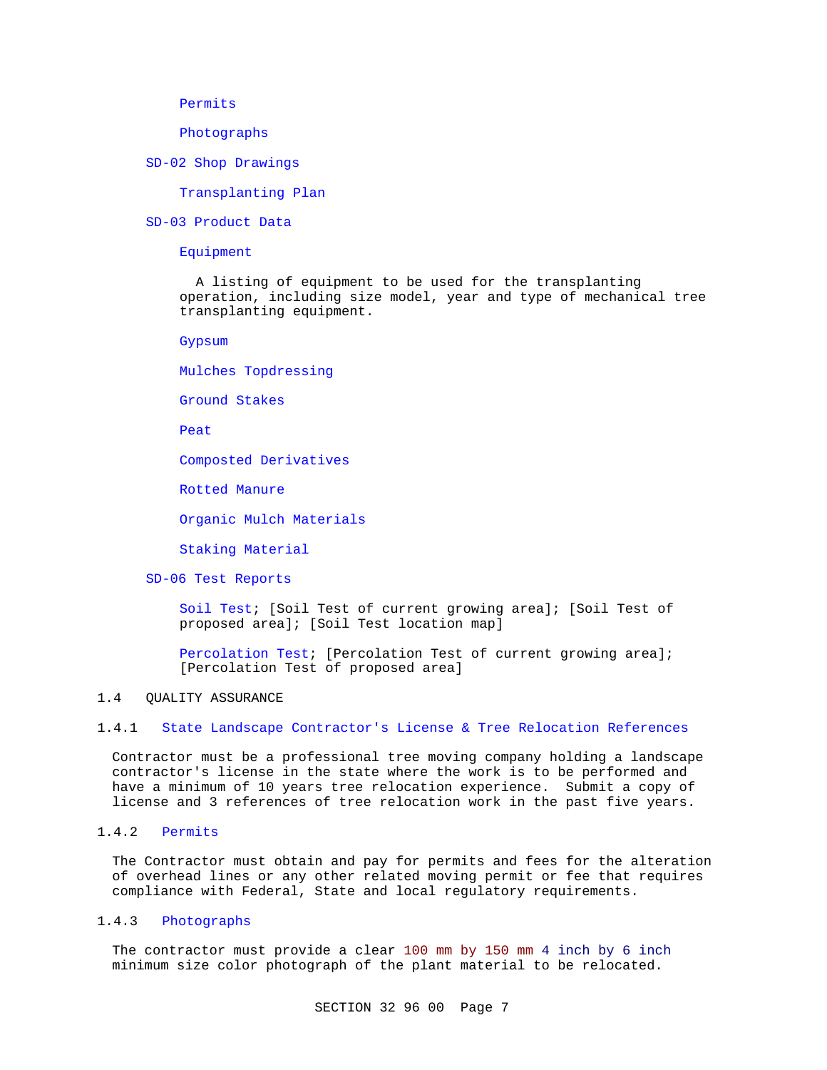Permits

Photographs

SD-02 Shop Drawings

Transplanting Plan

SD-03 Product Data

Equipment

A listing of equipment to be used for the transplanting operation, including size model, year and type of mechanical tree transplanting equipment.

Gypsum

Mulches Topdressing

Ground Stakes

Peat

Composted Derivatives

Rotted Manure

Organic Mulch Materials

Staking Material

SD-06 Test Reports

Soil Test; [Soil Test of current growing area]; [Soil Test of proposed area]; [Soil Test location map]

Percolation Test; [Percolation Test of current growing area]; [Percolation Test of proposed area]

## 1.4 QUALITY ASSURANCE

### 1.4.1 State Landscape Contractor's License & Tree Relocation References

Contractor must be a professional tree moving company holding a landscape contractor's license in the state where the work is to be performed and have a minimum of 10 years tree relocation experience. Submit a copy of license and 3 references of tree relocation work in the past five years.

### 1.4.2 Permits

The Contractor must obtain and pay for permits and fees for the alteration of overhead lines or any other related moving permit or fee that requires compliance with Federal, State and local regulatory requirements.

### 1.4.3 Photographs

The contractor must provide a clear 100 mm by 150 mm 4 inch by 6 inch minimum size color photograph of the plant material to be relocated.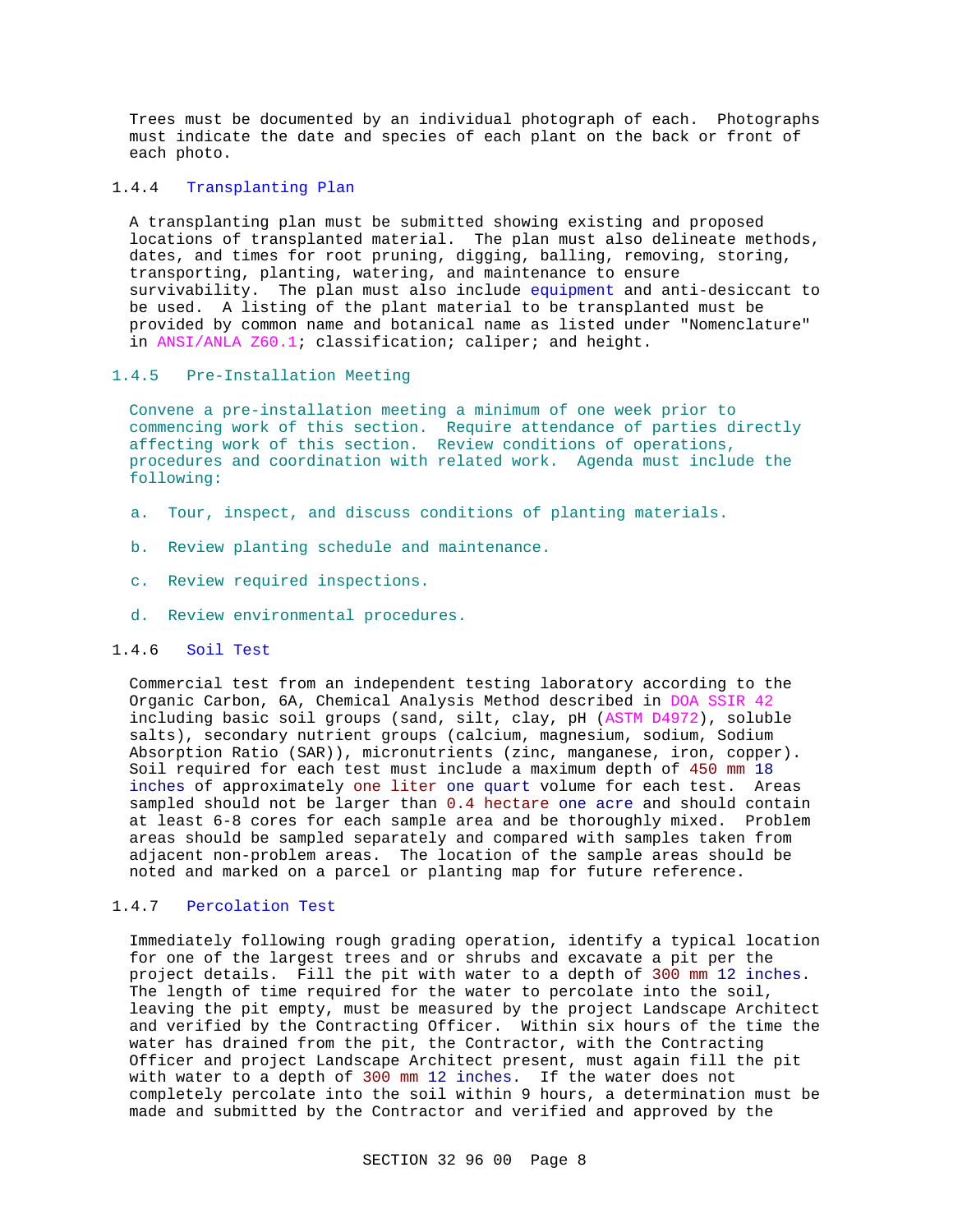Trees must be documented by an individual photograph of each. Photographs must indicate the date and species of each plant on the back or front of each photo.

### 1.4.4 Transplanting Plan

A transplanting plan must be submitted showing existing and proposed locations of transplanted material. The plan must also delineate methods, dates, and times for root pruning, digging, balling, removing, storing, transporting, planting, watering, and maintenance to ensure survivability. The plan must also include equipment and anti-desiccant to be used. A listing of the plant material to be transplanted must be provided by common name and botanical name as listed under "Nomenclature" in ANSI/ANLA Z60.1; classification; caliper; and height.

### 1.4.5 Pre-Installation Meeting

Convene a pre-installation meeting a minimum of one week prior to commencing work of this section. Require attendance of parties directly affecting work of this section. Review conditions of operations, procedures and coordination with related work. Agenda must include the following:

a. Tour, inspect, and discuss conditions of planting materials.

b. Review planting schedule and maintenance.

c. Review required inspections.

d. Review environmental procedures.

### 1.4.6 Soil Test

Commercial test from an independent testing laboratory according to the Organic Carbon, 6A, Chemical Analysis Method described in DOA SSIR 42 including basic soil groups (sand, silt, clay, pH (ASTM D4972), soluble salts), secondary nutrient groups (calcium, magnesium, sodium, Sodium Absorption Ratio (SAR)), micronutrients (zinc, manganese, iron, copper). Soil required for each test must include a maximum depth of 450 mm 18 inches of approximately one liter one quart volume for each test. Areas sampled should not be larger than 0.4 hectare one acre and should contain at least 6-8 cores for each sample area and be thoroughly mixed. Problem areas should be sampled separately and compared with samples taken from adjacent non-problem areas. The location of the sample areas should be noted and marked on a parcel or planting map for future reference.

### 1.4.7 Percolation Test

Immediately following rough grading operation, identify a typical location for one of the largest trees and or shrubs and excavate a pit per the project details. Fill the pit with water to a depth of 300 mm 12 inches. The length of time required for the water to percolate into the soil, leaving the pit empty, must be measured by the project Landscape Architect and verified by the Contracting Officer. Within six hours of the time the water has drained from the pit, the Contractor, with the Contracting Officer and project Landscape Architect present, must again fill the pit with water to a depth of 300 mm 12 inches. If the water does not completely percolate into the soil within 9 hours, a determination must be made and submitted by the Contractor and verified and approved by the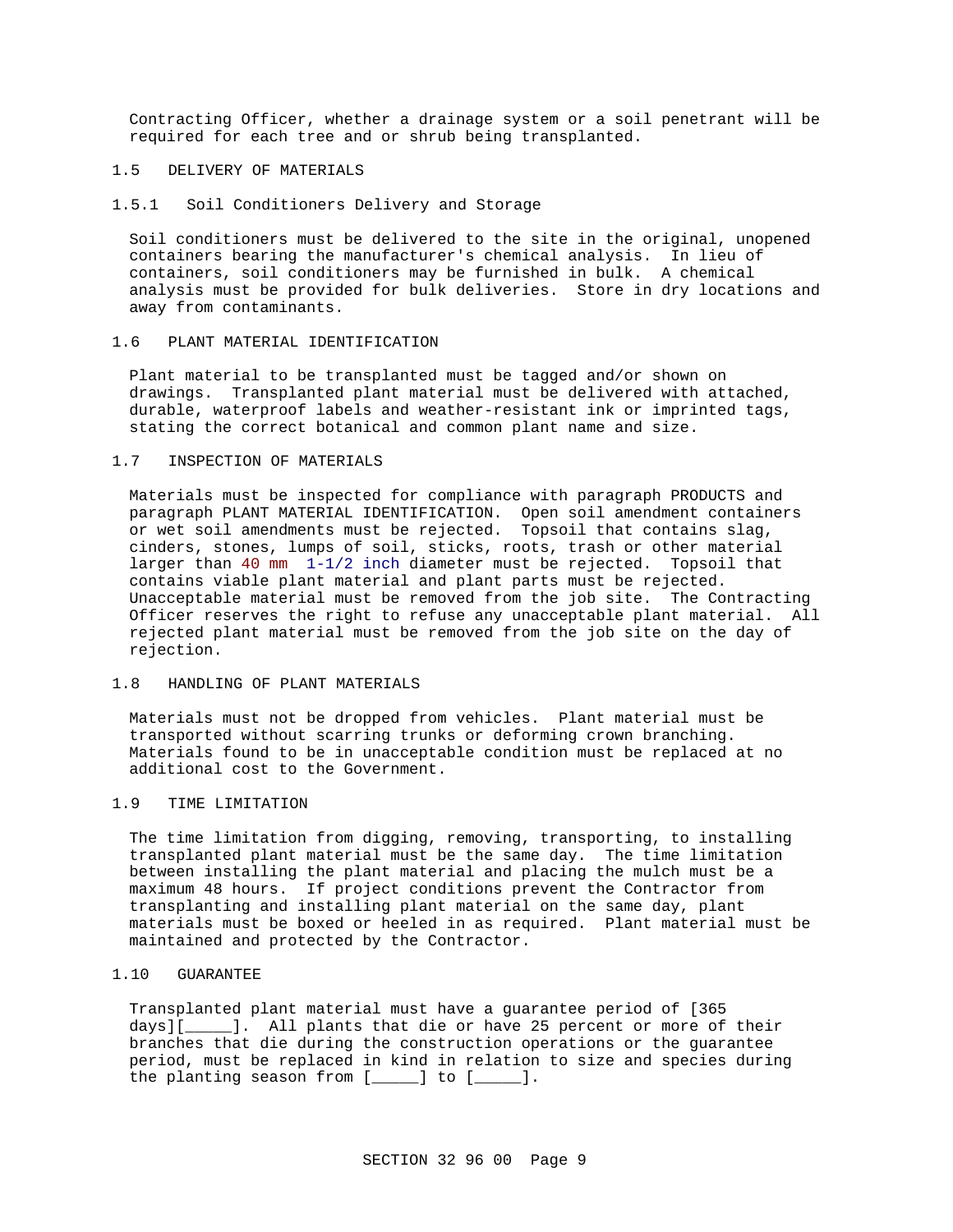Contracting Officer, whether a drainage system or a soil penetrant will be required for each tree and or shrub being transplanted.

## 1.5 DELIVERY OF MATERIALS

### 1.5.1 Soil Conditioners Delivery and Storage

Soil conditioners must be delivered to the site in the original, unopened containers bearing the manufacturer's chemical analysis. In lieu of containers, soil conditioners may be furnished in bulk. A chemical analysis must be provided for bulk deliveries. Store in dry locations and away from contaminants.

## 1.6 PLANT MATERIAL IDENTIFICATION

Plant material to be transplanted must be tagged and/or shown on drawings. Transplanted plant material must be delivered with attached, durable, waterproof labels and weather-resistant ink or imprinted tags, stating the correct botanical and common plant name and size.

## 1.7 INSPECTION OF MATERIALS

Materials must be inspected for compliance with paragraph PRODUCTS and paragraph PLANT MATERIAL IDENTIFICATION. Open soil amendment containers or wet soil amendments must be rejected. Topsoil that contains slag, cinders, stones, lumps of soil, sticks, roots, trash or other material larger than 40 mm 1-1/2 inch diameter must be rejected. Topsoil that contains viable plant material and plant parts must be rejected. Unacceptable material must be removed from the job site. The Contracting Officer reserves the right to refuse any unacceptable plant material. All rejected plant material must be removed from the job site on the day of rejection.

## 1.8 HANDLING OF PLANT MATERIALS

Materials must not be dropped from vehicles. Plant material must be transported without scarring trunks or deforming crown branching. Materials found to be in unacceptable condition must be replaced at no additional cost to the Government.

## 1.9 TIME LIMITATION

The time limitation from digging, removing, transporting, to installing transplanted plant material must be the same day. The time limitation between installing the plant material and placing the mulch must be a maximum 48 hours. If project conditions prevent the Contractor from transplanting and installing plant material on the same day, plant materials must be boxed or heeled in as required. Plant material must be maintained and protected by the Contractor.

## 1.10 GUARANTEE

Transplanted plant material must have a guarantee period of [365 days][_____]. All plants that die or have 25 percent or more of their branches that die during the construction operations or the guarantee period, must be replaced in kind in relation to size and species during the planting season from [_____] to [_____].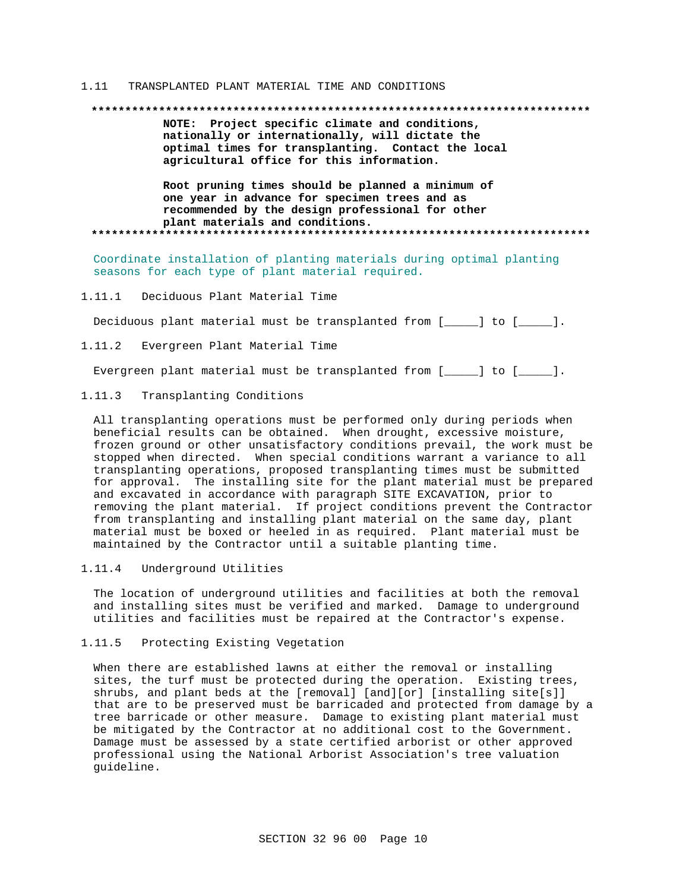## 1.11 TRANSPLANTED PLANT MATERIAL TIME AND CONDITIONS

**************************************************************************

**NOTE: Project specific climate and conditions, nationally or internationally, will dictate the optimal times for transplanting. Contact the local agricultural office for this information.**

**Root pruning times should be planned a minimum of one year in advance for specimen trees and as recommended by the design professional for other plant materials and conditions.**

**************************************************************************

Coordinate installation of planting materials during optimal planting seasons for each type of plant material required.

### 1.11.1 Deciduous Plant Material Time

Deciduous plant material must be transplanted from [_____] to [_____].

### 1.11.2 Evergreen Plant Material Time

Evergreen plant material must be transplanted from [_____] to [_____].

### 1.11.3 Transplanting Conditions

All transplanting operations must be performed only during periods when beneficial results can be obtained. When drought, excessive moisture, frozen ground or other unsatisfactory conditions prevail, the work must be stopped when directed. When special conditions warrant a variance to all transplanting operations, proposed transplanting times must be submitted for approval. The installing site for the plant material must be prepared and excavated in accordance with paragraph SITE EXCAVATION, prior to removing the plant material. If project conditions prevent the Contractor from transplanting and installing plant material on the same day, plant material must be boxed or heeled in as required. Plant material must be maintained by the Contractor until a suitable planting time.

### 1.11.4 Underground Utilities

The location of underground utilities and facilities at both the removal and installing sites must be verified and marked. Damage to underground utilities and facilities must be repaired at the Contractor's expense.

### 1.11.5 Protecting Existing Vegetation

When there are established lawns at either the removal or installing sites, the turf must be protected during the operation. Existing trees, shrubs, and plant beds at the [removal] [and][or] [installing site[s]] that are to be preserved must be barricaded and protected from damage by a tree barricade or other measure. Damage to existing plant material must be mitigated by the Contractor at no additional cost to the Government. Damage must be assessed by a state certified arborist or other approved professional using the National Arborist Association's tree valuation guideline.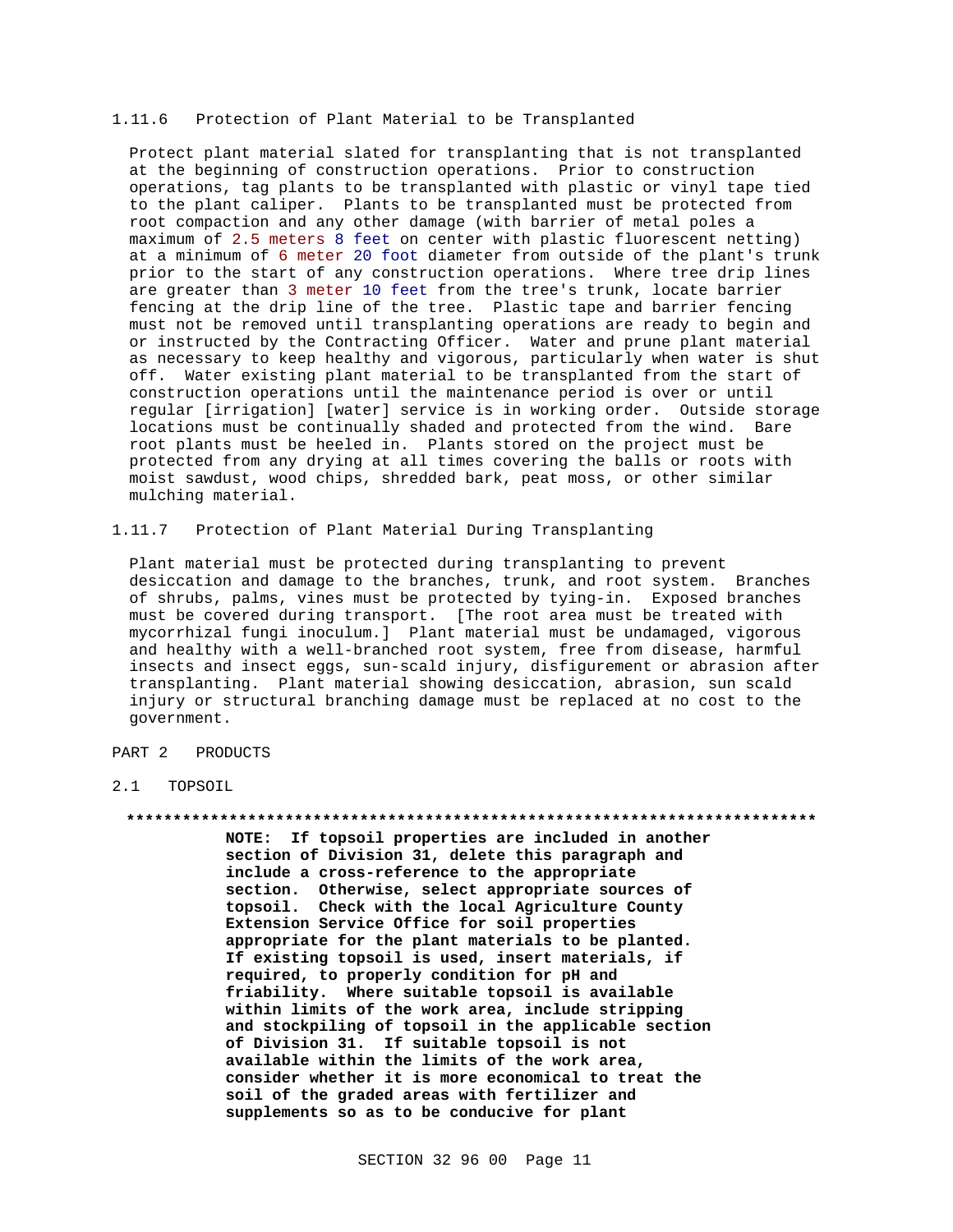### 1.11.6 Protection of Plant Material to be Transplanted

Protect plant material slated for transplanting that is not transplanted at the beginning of construction operations. Prior to construction operations, tag plants to be transplanted with plastic or vinyl tape tied to the plant caliper. Plants to be transplanted must be protected from root compaction and any other damage (with barrier of metal poles a maximum of 2.5 meters 8 feet on center with plastic fluorescent netting) at a minimum of 6 meter 20 foot diameter from outside of the plant's trunk prior to the start of any construction operations. Where tree drip lines are greater than 3 meter 10 feet from the tree's trunk, locate barrier fencing at the drip line of the tree. Plastic tape and barrier fencing must not be removed until transplanting operations are ready to begin and or instructed by the Contracting Officer. Water and prune plant material as necessary to keep healthy and vigorous, particularly when water is shut off. Water existing plant material to be transplanted from the start of construction operations until the maintenance period is over or until regular [irrigation] [water] service is in working order. Outside storage locations must be continually shaded and protected from the wind. Bare root plants must be heeled in. Plants stored on the project must be protected from any drying at all times covering the balls or roots with moist sawdust, wood chips, shredded bark, peat moss, or other similar mulching material.

### 1.11.7 Protection of Plant Material During Transplanting

Plant material must be protected during transplanting to prevent desiccation and damage to the branches, trunk, and root system. Branches of shrubs, palms, vines must be protected by tying-in. Exposed branches must be covered during transport. [The root area must be treated with mycorrhizal fungi inoculum.] Plant material must be undamaged, vigorous and healthy with a well-branched root system, free from disease, harmful insects and insect eggs, sun-scald injury, disfigurement or abrasion after transplanting. Plant material showing desiccation, abrasion, sun scald injury or structural branching damage must be replaced at no cost to the government.

## PART 2 PRODUCTS

### 2.1 TOPSOIL

**************************************************************************

**NOTE: If topsoil properties are included in another section of Division 31, delete this paragraph and include a cross-reference to the appropriate section. Otherwise, select appropriate sources of topsoil. Check with the local Agriculture County Extension Service Office for soil properties appropriate for the plant materials to be planted. If existing topsoil is used, insert materials, if required, to properly condition for pH and friability. Where suitable topsoil is available within limits of the work area, include stripping and stockpiling of topsoil in the applicable section of Division 31. If suitable topsoil is not available within the limits of the work area, consider whether it is more economical to treat the soil of the graded areas with fertilizer and supplements so as to be conducive for plant**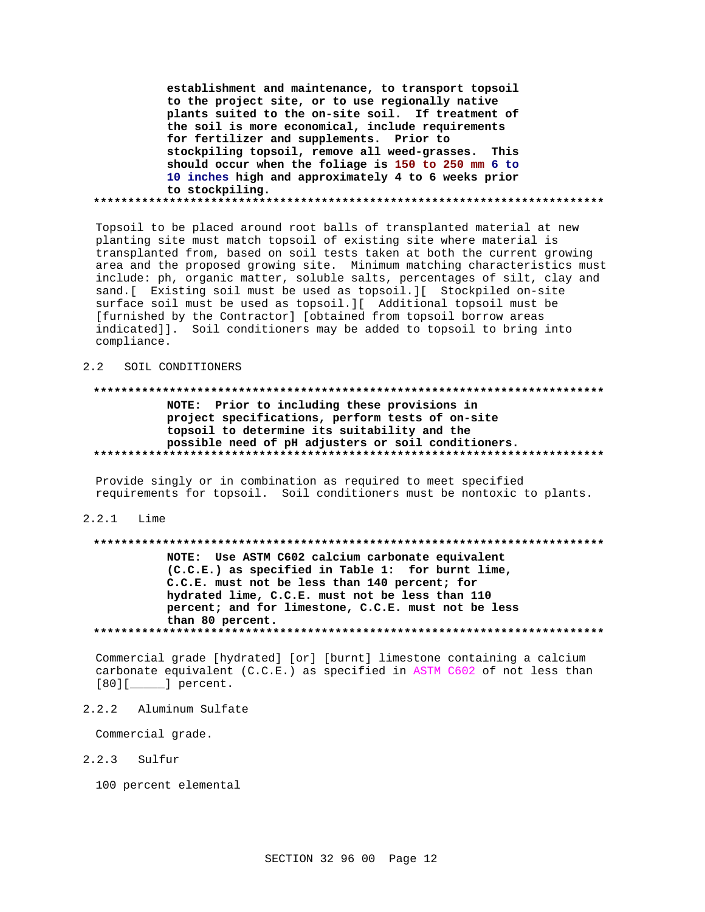**establishment and maintenance, to transport topsoil to the project site, or to use regionally native plants suited to the on-site soil. If treatment of the soil is more economical, include requirements for fertilizer and supplements. Prior to stockpiling topsoil, remove all weed-grasses. This should occur when the foliage is 150 to 250 mm 6 to 10 inches high and approximately 4 to 6 weeks prior to stockpiling.**

**************************************************************************

Topsoil to be placed around root balls of transplanted material at new planting site must match topsoil of existing site where material is transplanted from, based on soil tests taken at both the current growing area and the proposed growing site. Minimum matching characteristics must include: ph, organic matter, soluble salts, percentages of silt, clay and sand.[ Existing soil must be used as topsoil.][ Stockpiled on-site surface soil must be used as topsoil.][ Additional topsoil must be [furnished by the Contractor] [obtained from topsoil borrow areas indicated]]. Soil conditioners may be added to topsoil to bring into compliance.

## 2.2 SOIL CONDITIONERS

**************************************************************************

**NOTE: Prior to including these provisions in project specifications, perform tests of on-site topsoil to determine its suitability and the possible need of pH adjusters or soil conditioners.**

**************************************************************************

Provide singly or in combination as required to meet specified requirements for topsoil. Soil conditioners must be nontoxic to plants.

### 2.2.1 Lime

**************************************************************************

**NOTE: Use ASTM C602 calcium carbonate equivalent (C.C.E.) as specified in Table 1: for burnt lime, C.C.E. must not be less than 140 percent; for hydrated lime, C.C.E. must not be less than 110 percent; and for limestone, C.C.E. must not be less than 80 percent.**

**************************************************************************

Commercial grade [hydrated] [or] [burnt] limestone containing a calcium carbonate equivalent (C.C.E.) as specified in ASTM C602 of not less than [80][_____] percent.

### 2.2.2 Aluminum Sulfate

Commercial grade.

### 2.2.3 Sulfur

100 percent elemental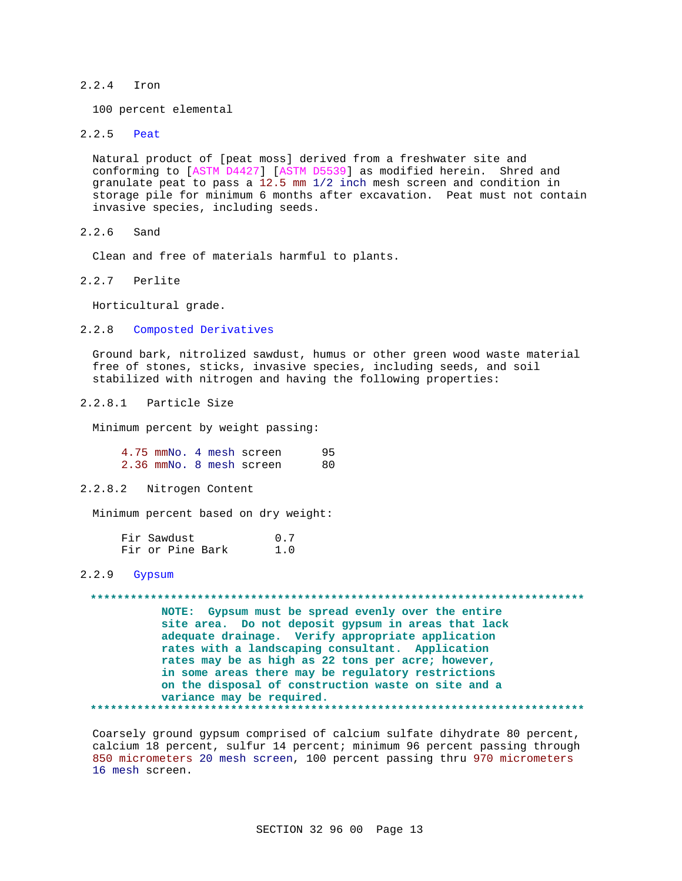### 2.2.4 Iron

100 percent elemental

### 2.2.5 Peat

Natural product of [peat moss] derived from a freshwater site and conforming to [ASTM D4427] [ASTM D5539] as modified herein. Shred and granulate peat to pass a 12.5 mm 1/2 inch mesh screen and condition in storage pile for minimum 6 months after excavation. Peat must not contain invasive species, including seeds.

### 2.2.6 Sand

Clean and free of materials harmful to plants.

### 2.2.7 Perlite

Horticultural grade.

### 2.2.8 Composted Derivatives

Ground bark, nitrolized sawdust, humus or other green wood waste material free of stones, sticks, invasive species, including seeds, and soil stabilized with nitrogen and having the following properties:

#### 2.2.8.1 Particle Size

Minimum percent by weight passing:

| | |
|---|---|
| 4.75 mmNo. 4 mesh screen | 95 |
| 2.36 mmNo. 8 mesh screen | 80 |

#### 2.2.8.2 Nitrogen Content

Minimum percent based on dry weight:

| | |
|---|---|
| Fir Sawdust | 0.7 |
| Fir or Pine Bark | 1.0 |

### 2.2.9 Gypsum

**************************************************************************

**NOTE: Gypsum must be spread evenly over the entire site area. Do not deposit gypsum in areas that lack adequate drainage. Verify appropriate application rates with a landscaping consultant. Application rates may be as high as 22 tons per acre; however, in some areas there may be regulatory restrictions on the disposal of construction waste on site and a variance may be required.**

**************************************************************************

Coarsely ground gypsum comprised of calcium sulfate dihydrate 80 percent, calcium 18 percent, sulfur 14 percent; minimum 96 percent passing through 850 micrometers 20 mesh screen, 100 percent passing thru 970 micrometers 16 mesh screen.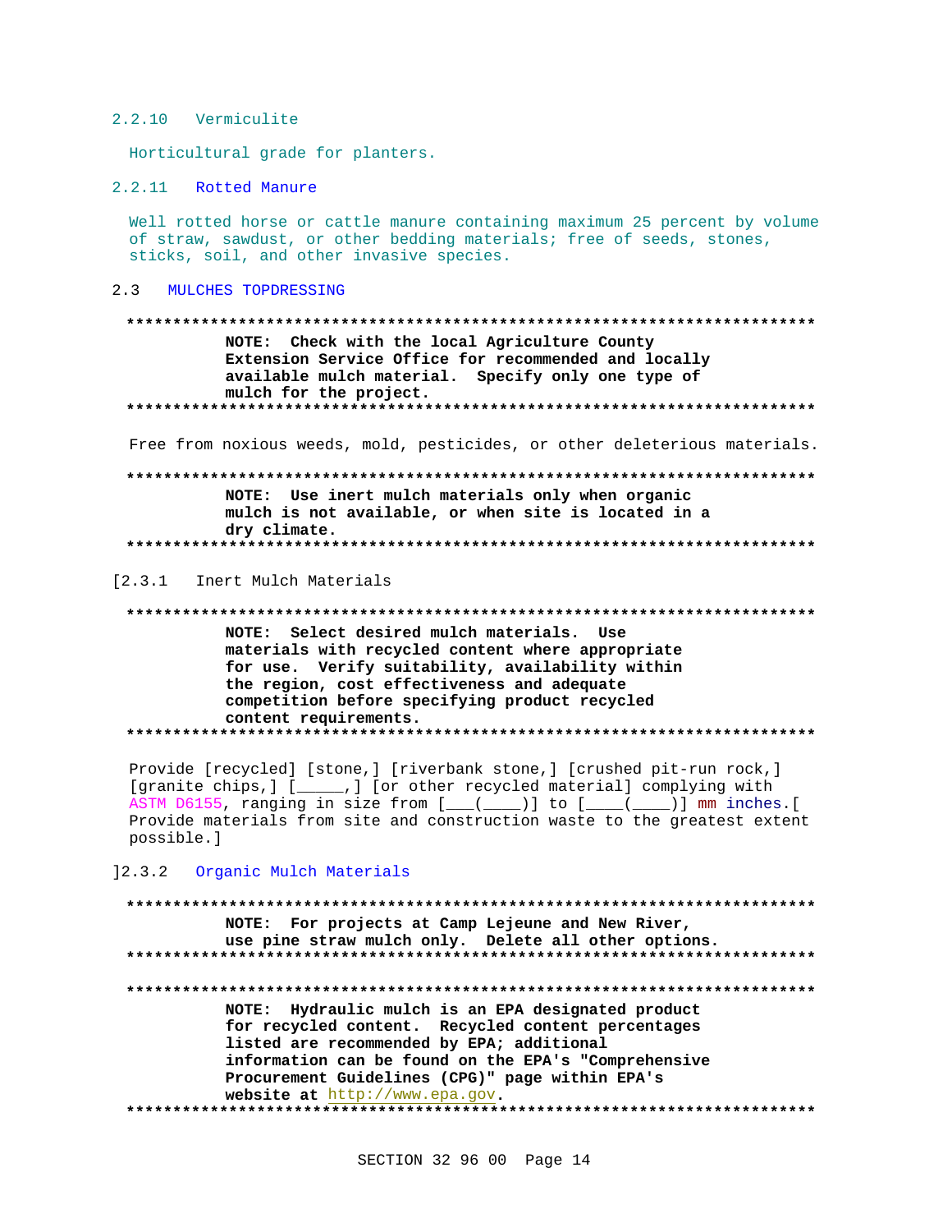### 2.2.10 Vermiculite

Horticultural grade for planters.

### 2.2.11 Rotted Manure

Well rotted horse or cattle manure containing maximum 25 percent by volume of straw, sawdust, or other bedding materials; free of seeds, stones, sticks, soil, and other invasive species.

## 2.3 MULCHES TOPDRESSING

**************************************************************************

**NOTE: Check with the local Agriculture County Extension Service Office for recommended and locally available mulch material. Specify only one type of mulch for the project.**

**************************************************************************

Free from noxious weeds, mold, pesticides, or other deleterious materials.

**************************************************************************

**NOTE: Use inert mulch materials only when organic mulch is not available, or when site is located in a dry climate.**

**************************************************************************

### [2.3.1 Inert Mulch Materials

**************************************************************************

**NOTE: Select desired mulch materials. Use materials with recycled content where appropriate for use. Verify suitability, availability within the region, cost effectiveness and adequate competition before specifying product recycled content requirements.**

**************************************************************************

Provide [recycled] [stone,] [riverbank stone,] [crushed pit-run rock,] [granite chips,] [_____,] [or other recycled material] complying with ASTM D6155, ranging in size from [___(____)] to [____(____)] mm inches.[ Provide materials from site and construction waste to the greatest extent possible.]

### ]2.3.2 Organic Mulch Materials

**************************************************************************

**NOTE: For projects at Camp Lejeune and New River, use pine straw mulch only. Delete all other options.**

**************************************************************************

**************************************************************************

**NOTE: Hydraulic mulch is an EPA designated product for recycled content. Recycled content percentages listed are recommended by EPA; additional information can be found on the EPA's "Comprehensive Procurement Guidelines (CPG)" page within EPA's website at http://www.epa.gov.**

**************************************************************************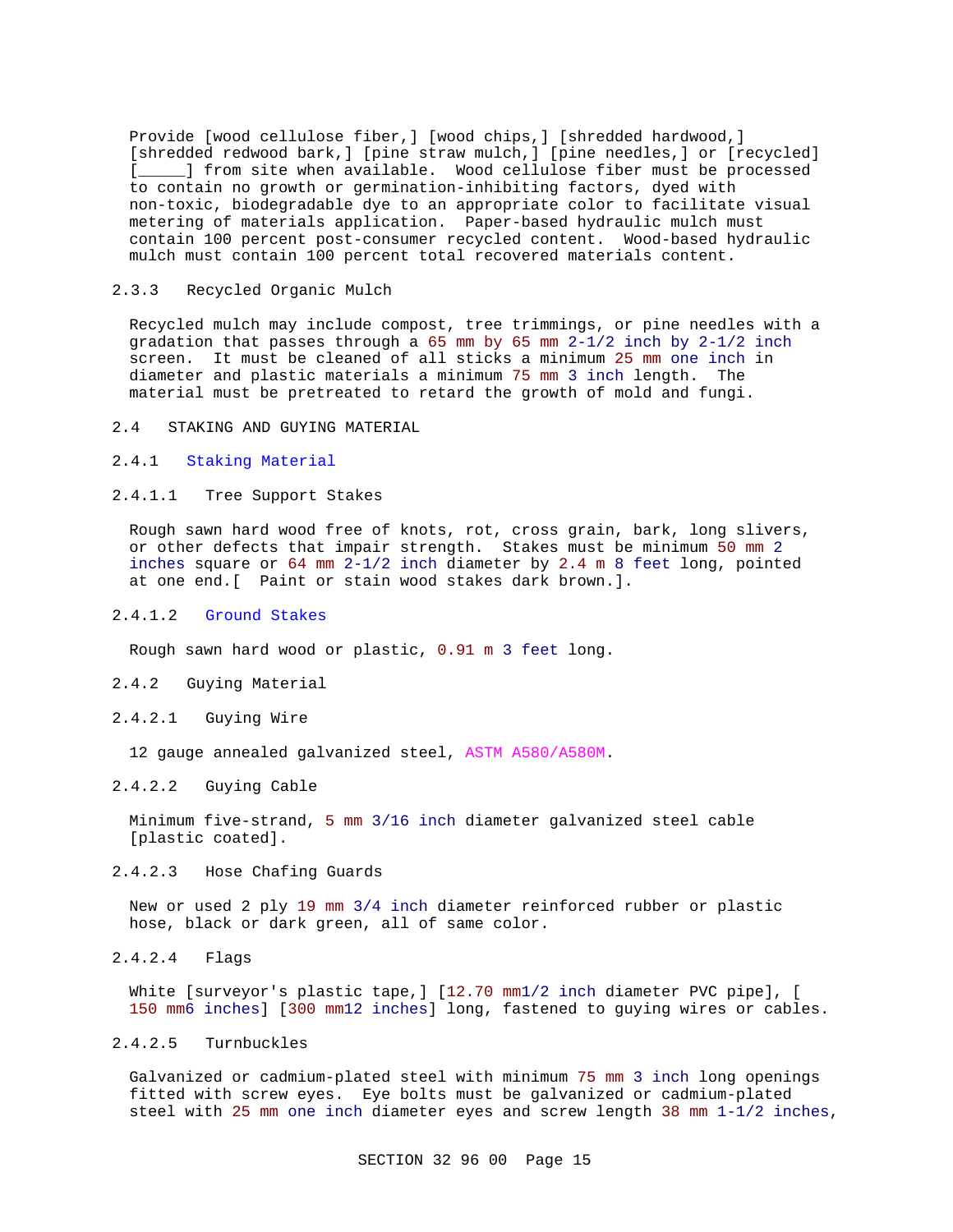Provide [wood cellulose fiber,] [wood chips,] [shredded hardwood,] [shredded redwood bark,] [pine straw mulch,] [pine needles,] or [recycled] [_____] from site when available. Wood cellulose fiber must be processed to contain no growth or germination-inhibiting factors, dyed with non-toxic, biodegradable dye to an appropriate color to facilitate visual metering of materials application. Paper-based hydraulic mulch must contain 100 percent post-consumer recycled content. Wood-based hydraulic mulch must contain 100 percent total recovered materials content.

#### 2.3.3 Recycled Organic Mulch

Recycled mulch may include compost, tree trimmings, or pine needles with a gradation that passes through a 65 mm by 65 mm 2-1/2 inch by 2-1/2 inch screen. It must be cleaned of all sticks a minimum 25 mm one inch in diameter and plastic materials a minimum 75 mm 3 inch length. The material must be pretreated to retard the growth of mold and fungi.

### 2.4 STAKING AND GUYING MATERIAL

#### 2.4.1 Staking Material

##### 2.4.1.1 Tree Support Stakes

Rough sawn hard wood free of knots, rot, cross grain, bark, long slivers, or other defects that impair strength. Stakes must be minimum 50 mm 2 inches square or 64 mm 2-1/2 inch diameter by 2.4 m 8 feet long, pointed at one end.[ Paint or stain wood stakes dark brown.].

##### 2.4.1.2 Ground Stakes

Rough sawn hard wood or plastic, 0.91 m 3 feet long.

#### 2.4.2 Guying Material

##### 2.4.2.1 Guying Wire

12 gauge annealed galvanized steel, ASTM A580/A580M.

##### 2.4.2.2 Guying Cable

Minimum five-strand, 5 mm 3/16 inch diameter galvanized steel cable [plastic coated].

##### 2.4.2.3 Hose Chafing Guards

New or used 2 ply 19 mm 3/4 inch diameter reinforced rubber or plastic hose, black or dark green, all of same color.

##### 2.4.2.4 Flags

White [surveyor's plastic tape,] [12.70 mm1/2 inch diameter PVC pipe], [ 150 mm6 inches] [300 mm12 inches] long, fastened to guying wires or cables.

##### 2.4.2.5 Turnbuckles

Galvanized or cadmium-plated steel with minimum 75 mm 3 inch long openings fitted with screw eyes. Eye bolts must be galvanized or cadmium-plated steel with 25 mm one inch diameter eyes and screw length 38 mm 1-1/2 inches,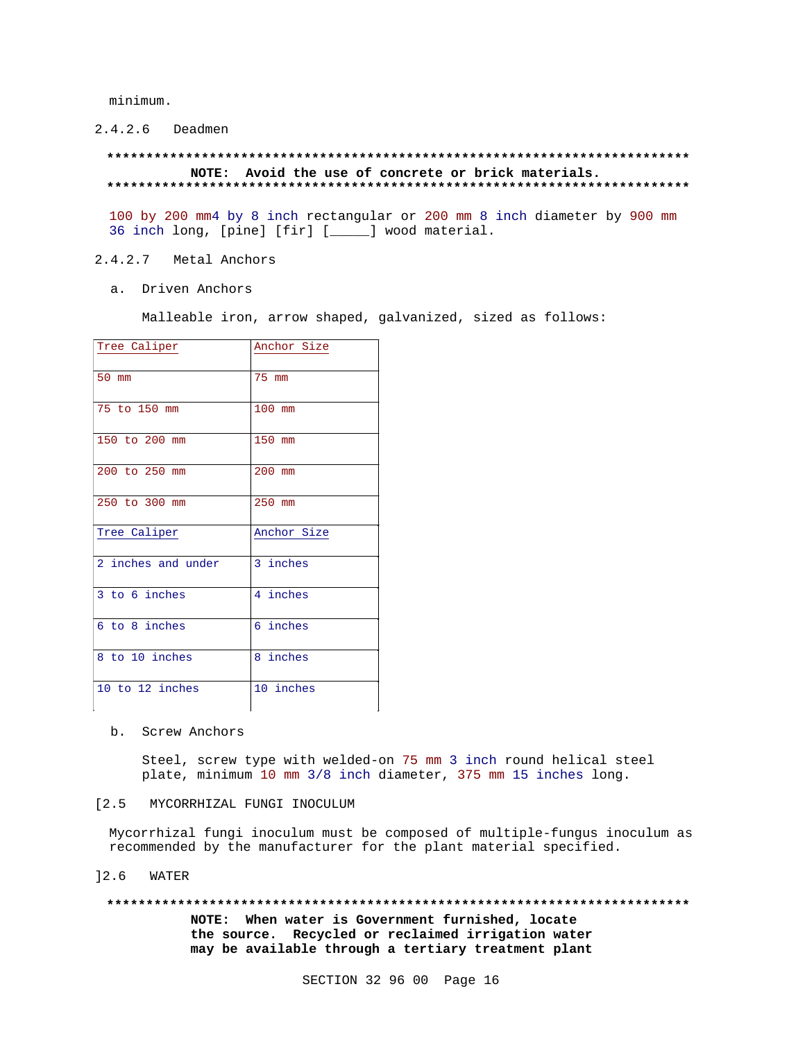minimum.

2.4.2.6 Deadmen

**************************************************************************
**NOTE: Avoid the use of concrete or brick materials.**
**************************************************************************

100 by 200 mm4 by 8 inch rectangular or 200 mm 8 inch diameter by 900 mm 36 inch long, [pine] [fir] [_____] wood material.

2.4.2.7 Metal Anchors

a. Driven Anchors

Malleable iron, arrow shaped, galvanized, sized as follows:

| Tree Caliper | Anchor Size |
|---|---|
| 50 mm | 75 mm |
| 75 to 150 mm | 100 mm |
| 150 to 200 mm | 150 mm |
| 200 to 250 mm | 200 mm |
| 250 to 300 mm | 250 mm |
| Tree Caliper | Anchor Size |
| 2 inches and under | 3 inches |
| 3 to 6 inches | 4 inches |
| 6 to 8 inches | 6 inches |
| 8 to 10 inches | 8 inches |
| 10 to 12 inches | 10 inches |

b. Screw Anchors

Steel, screw type with welded-on 75 mm 3 inch round helical steel plate, minimum 10 mm 3/8 inch diameter, 375 mm 15 inches long.

[2.5 MYCORRHIZAL FUNGI INOCULUM

Mycorrhizal fungi inoculum must be composed of multiple-fungus inoculum as recommended by the manufacturer for the plant material specified.

]2.6 WATER

**************************************************************************
**NOTE: When water is Government furnished, locate the source. Recycled or reclaimed irrigation water may be available through a tertiary treatment plant**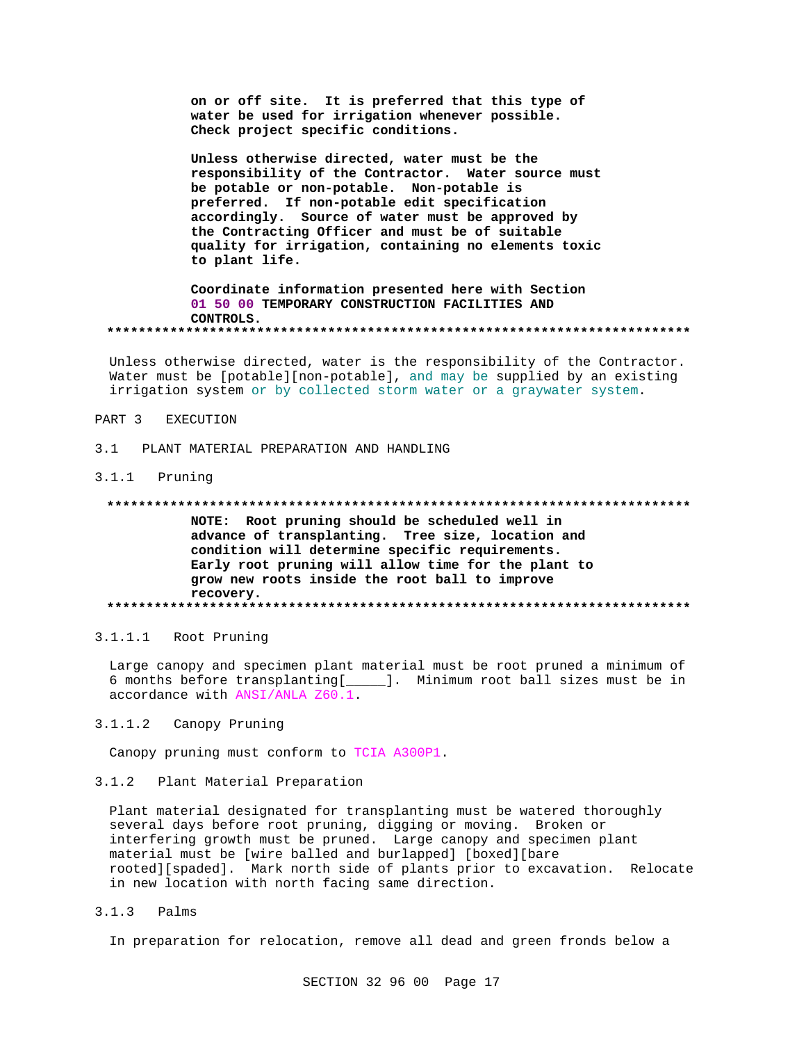**on or off site. It is preferred that this type of water be used for irrigation whenever possible. Check project specific conditions.**

**Unless otherwise directed, water must be the responsibility of the Contractor. Water source must be potable or non-potable. Non-potable is preferred. If non-potable edit specification accordingly. Source of water must be approved by the Contracting Officer and must be of suitable quality for irrigation, containing no elements toxic to plant life.**

**Coordinate information presented here with Section 01 50 00 TEMPORARY CONSTRUCTION FACILITIES AND CONTROLS.**

**************************************************************************

Unless otherwise directed, water is the responsibility of the Contractor. Water must be [potable][non-potable], and may be supplied by an existing irrigation system or by collected storm water or a graywater system.

# PART 3 EXECUTION

## 3.1 PLANT MATERIAL PREPARATION AND HANDLING

### 3.1.1 Pruning

**************************************************************************

**NOTE: Root pruning should be scheduled well in advance of transplanting. Tree size, location and condition will determine specific requirements. Early root pruning will allow time for the plant to grow new roots inside the root ball to improve recovery.**

**************************************************************************

#### 3.1.1.1 Root Pruning

Large canopy and specimen plant material must be root pruned a minimum of 6 months before transplanting[_____]. Minimum root ball sizes must be in accordance with ANSI/ANLA Z60.1.

#### 3.1.1.2 Canopy Pruning

Canopy pruning must conform to TCIA A300P1.

### 3.1.2 Plant Material Preparation

Plant material designated for transplanting must be watered thoroughly several days before root pruning, digging or moving. Broken or interfering growth must be pruned. Large canopy and specimen plant material must be [wire balled and burlapped] [boxed][bare rooted][spaded]. Mark north side of plants prior to excavation. Relocate in new location with north facing same direction.

### 3.1.3 Palms

In preparation for relocation, remove all dead and green fronds below a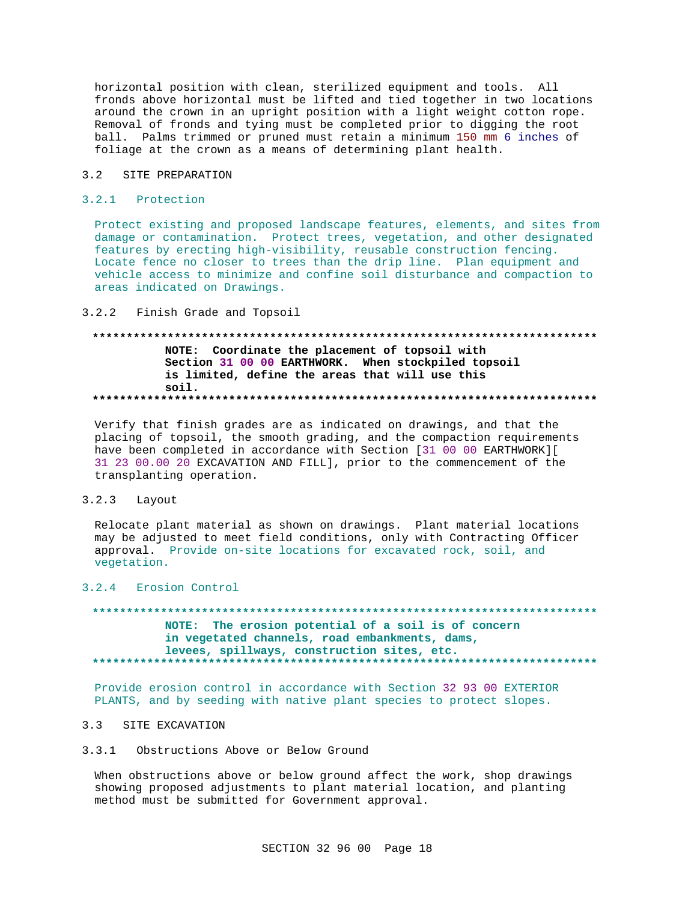horizontal position with clean, sterilized equipment and tools. All fronds above horizontal must be lifted and tied together in two locations around the crown in an upright position with a light weight cotton rope. Removal of fronds and tying must be completed prior to digging the root ball. Palms trimmed or pruned must retain a minimum 150 mm 6 inches of foliage at the crown as a means of determining plant health.

## 3.2 SITE PREPARATION

### 3.2.1 Protection

Protect existing and proposed landscape features, elements, and sites from damage or contamination. Protect trees, vegetation, and other designated features by erecting high-visibility, reusable construction fencing. Locate fence no closer to trees than the drip line. Plan equipment and vehicle access to minimize and confine soil disturbance and compaction to areas indicated on Drawings.

### 3.2.2 Finish Grade and Topsoil

**************************************************************************

**NOTE: Coordinate the placement of topsoil with Section 31 00 00 EARTHWORK. When stockpiled topsoil is limited, define the areas that will use this soil.**

**************************************************************************

Verify that finish grades are as indicated on drawings, and that the placing of topsoil, the smooth grading, and the compaction requirements have been completed in accordance with Section [31 00 00 EARTHWORK][ 31 23 00.00 20 EXCAVATION AND FILL], prior to the commencement of the transplanting operation.

### 3.2.3 Layout

Relocate plant material as shown on drawings. Plant material locations may be adjusted to meet field conditions, only with Contracting Officer approval. Provide on-site locations for excavated rock, soil, and vegetation.

### 3.2.4 Erosion Control

**************************************************************************

**NOTE: The erosion potential of a soil is of concern in vegetated channels, road embankments, dams, levees, spillways, construction sites, etc.**

**************************************************************************

Provide erosion control in accordance with Section 32 93 00 EXTERIOR PLANTS, and by seeding with native plant species to protect slopes.

## 3.3 SITE EXCAVATION

### 3.3.1 Obstructions Above or Below Ground

When obstructions above or below ground affect the work, shop drawings showing proposed adjustments to plant material location, and planting method must be submitted for Government approval.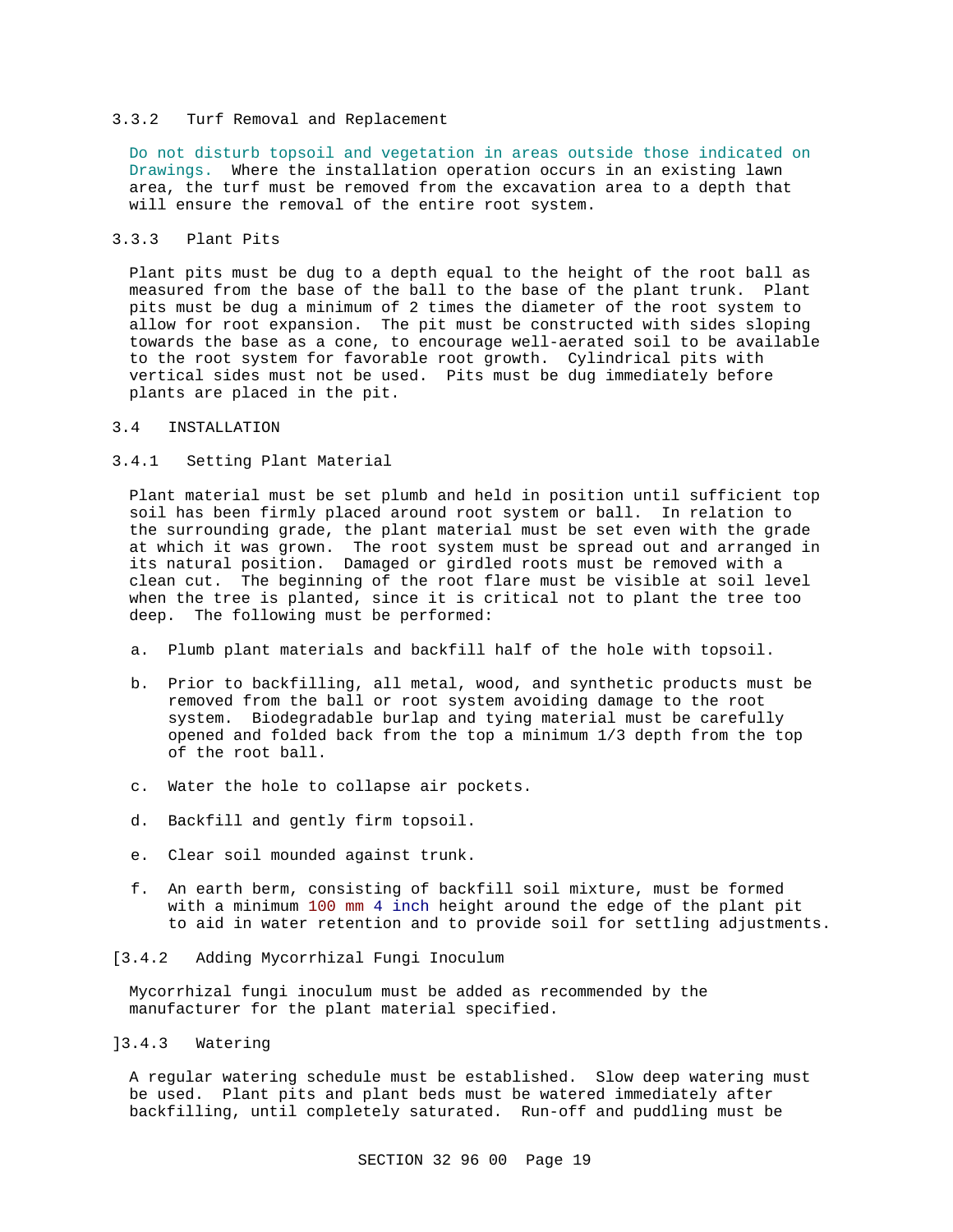### 3.3.2 Turf Removal and Replacement

Do not disturb topsoil and vegetation in areas outside those indicated on Drawings. Where the installation operation occurs in an existing lawn area, the turf must be removed from the excavation area to a depth that will ensure the removal of the entire root system.

### 3.3.3 Plant Pits

Plant pits must be dug to a depth equal to the height of the root ball as measured from the base of the ball to the base of the plant trunk. Plant pits must be dug a minimum of 2 times the diameter of the root system to allow for root expansion. The pit must be constructed with sides sloping towards the base as a cone, to encourage well-aerated soil to be available to the root system for favorable root growth. Cylindrical pits with vertical sides must not be used. Pits must be dug immediately before plants are placed in the pit.

## 3.4 INSTALLATION

### 3.4.1 Setting Plant Material

Plant material must be set plumb and held in position until sufficient top soil has been firmly placed around root system or ball. In relation to the surrounding grade, the plant material must be set even with the grade at which it was grown. The root system must be spread out and arranged in its natural position. Damaged or girdled roots must be removed with a clean cut. The beginning of the root flare must be visible at soil level when the tree is planted, since it is critical not to plant the tree too deep. The following must be performed:

a. Plumb plant materials and backfill half of the hole with topsoil.

b. Prior to backfilling, all metal, wood, and synthetic products must be removed from the ball or root system avoiding damage to the root system. Biodegradable burlap and tying material must be carefully opened and folded back from the top a minimum 1/3 depth from the top of the root ball.

c. Water the hole to collapse air pockets.

d. Backfill and gently firm topsoil.

e. Clear soil mounded against trunk.

f. An earth berm, consisting of backfill soil mixture, must be formed with a minimum 100 mm 4 inch height around the edge of the plant pit to aid in water retention and to provide soil for settling adjustments.

### [3.4.2 Adding Mycorrhizal Fungi Inoculum

Mycorrhizal fungi inoculum must be added as recommended by the manufacturer for the plant material specified.

### ]3.4.3 Watering

A regular watering schedule must be established. Slow deep watering must be used. Plant pits and plant beds must be watered immediately after backfilling, until completely saturated. Run-off and puddling must be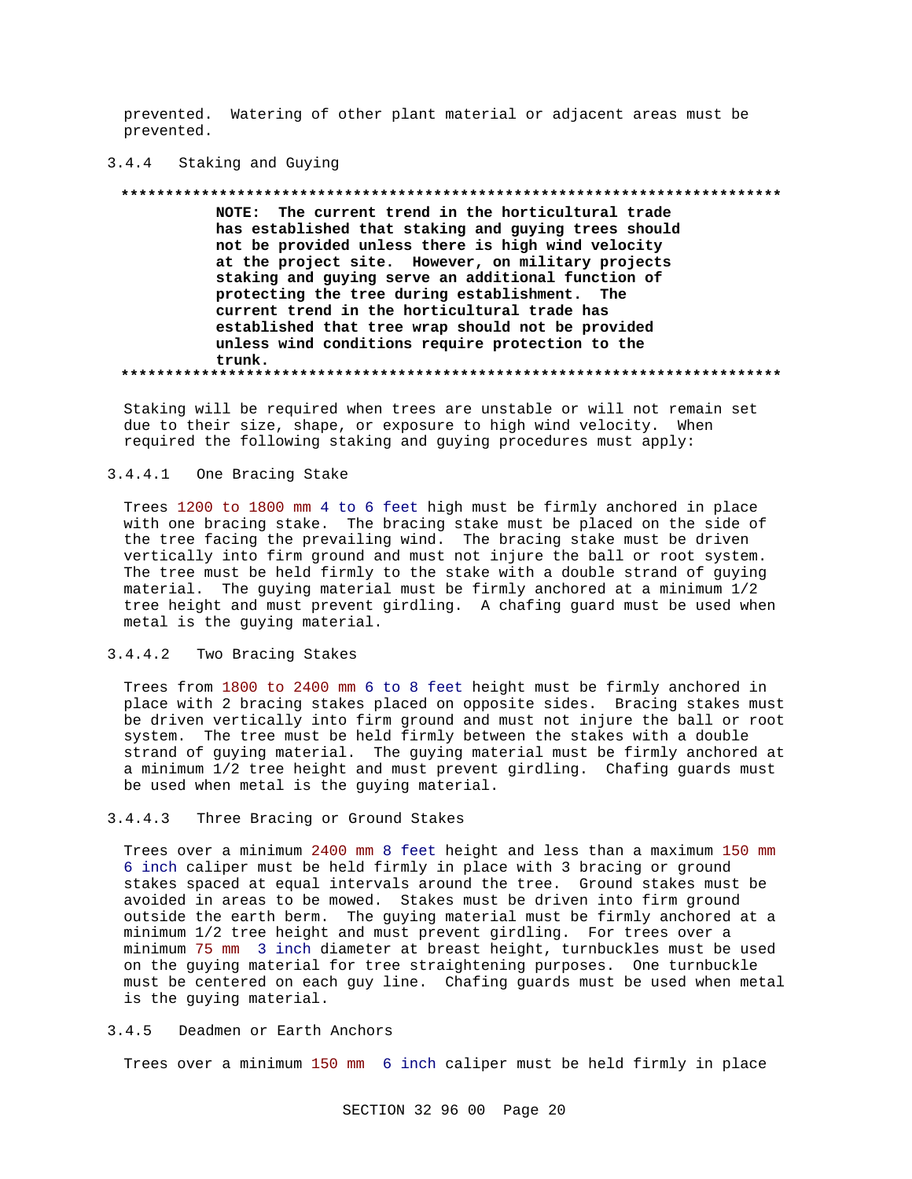prevented. Watering of other plant material or adjacent areas must be prevented.

### 3.4.4 Staking and Guying

**************************************************************************

**NOTE: The current trend in the horticultural trade has established that staking and guying trees should not be provided unless there is high wind velocity at the project site. However, on military projects staking and guying serve an additional function of protecting the tree during establishment. The current trend in the horticultural trade has established that tree wrap should not be provided unless wind conditions require protection to the trunk.**

**************************************************************************

Staking will be required when trees are unstable or will not remain set due to their size, shape, or exposure to high wind velocity. When required the following staking and guying procedures must apply:

#### 3.4.4.1 One Bracing Stake

Trees 1200 to 1800 mm 4 to 6 feet high must be firmly anchored in place with one bracing stake. The bracing stake must be placed on the side of the tree facing the prevailing wind. The bracing stake must be driven vertically into firm ground and must not injure the ball or root system. The tree must be held firmly to the stake with a double strand of guying material. The guying material must be firmly anchored at a minimum 1/2 tree height and must prevent girdling. A chafing guard must be used when metal is the guying material.

#### 3.4.4.2 Two Bracing Stakes

Trees from 1800 to 2400 mm 6 to 8 feet height must be firmly anchored in place with 2 bracing stakes placed on opposite sides. Bracing stakes must be driven vertically into firm ground and must not injure the ball or root system. The tree must be held firmly between the stakes with a double strand of guying material. The guying material must be firmly anchored at a minimum 1/2 tree height and must prevent girdling. Chafing guards must be used when metal is the guying material.

#### 3.4.4.3 Three Bracing or Ground Stakes

Trees over a minimum 2400 mm 8 feet height and less than a maximum 150 mm 6 inch caliper must be held firmly in place with 3 bracing or ground stakes spaced at equal intervals around the tree. Ground stakes must be avoided in areas to be mowed. Stakes must be driven into firm ground outside the earth berm. The guying material must be firmly anchored at a minimum 1/2 tree height and must prevent girdling. For trees over a minimum 75 mm 3 inch diameter at breast height, turnbuckles must be used on the guying material for tree straightening purposes. One turnbuckle must be centered on each guy line. Chafing guards must be used when metal is the guying material.

### 3.4.5 Deadmen or Earth Anchors

Trees over a minimum 150 mm 6 inch caliper must be held firmly in place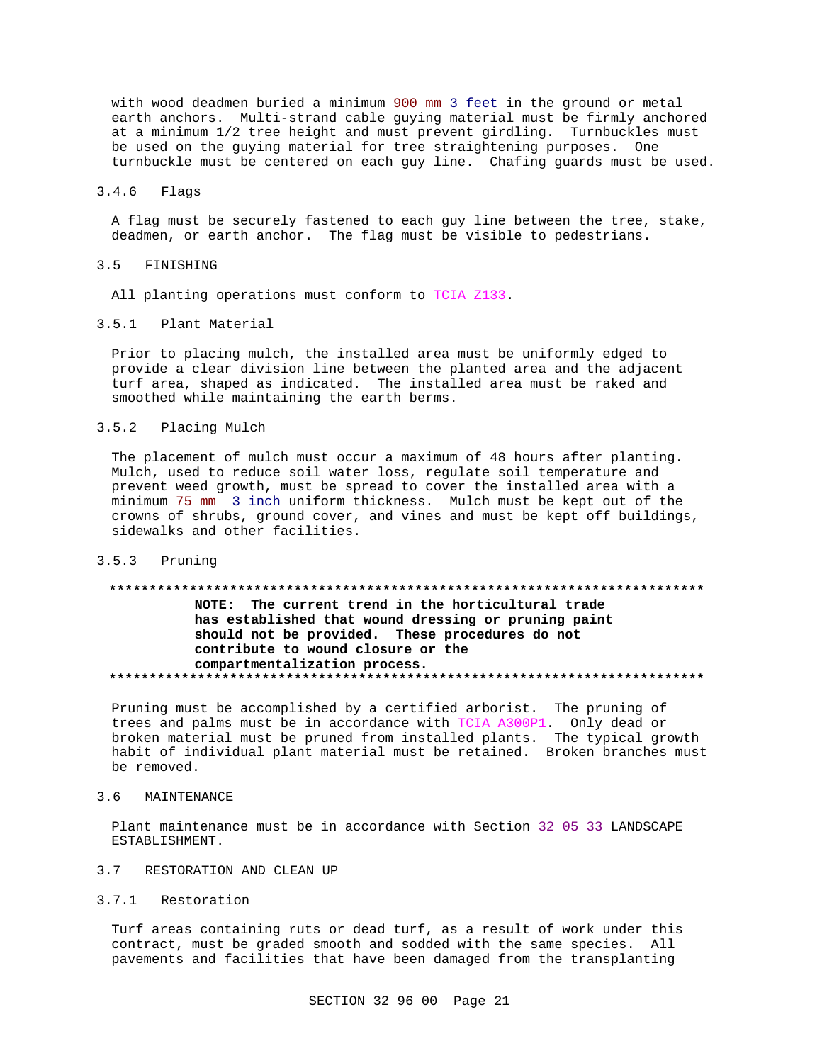with wood deadmen buried a minimum 900 mm 3 feet in the ground or metal earth anchors. Multi-strand cable guying material must be firmly anchored at a minimum 1/2 tree height and must prevent girdling. Turnbuckles must be used on the guying material for tree straightening purposes. One turnbuckle must be centered on each guy line. Chafing guards must be used.

#### 3.4.6 Flags

A flag must be securely fastened to each guy line between the tree, stake, deadmen, or earth anchor. The flag must be visible to pedestrians.

## 3.5 FINISHING

All planting operations must conform to TCIA Z133.

### 3.5.1 Plant Material

Prior to placing mulch, the installed area must be uniformly edged to provide a clear division line between the planted area and the adjacent turf area, shaped as indicated. The installed area must be raked and smoothed while maintaining the earth berms.

### 3.5.2 Placing Mulch

The placement of mulch must occur a maximum of 48 hours after planting. Mulch, used to reduce soil water loss, regulate soil temperature and prevent weed growth, must be spread to cover the installed area with a minimum 75 mm 3 inch uniform thickness. Mulch must be kept out of the crowns of shrubs, ground cover, and vines and must be kept off buildings, sidewalks and other facilities.

### 3.5.3 Pruning

**************************************************************************

**NOTE: The current trend in the horticultural trade has established that wound dressing or pruning paint should not be provided. These procedures do not contribute to wound closure or the compartmentalization process.**

**************************************************************************

Pruning must be accomplished by a certified arborist. The pruning of trees and palms must be in accordance with TCIA A300P1. Only dead or broken material must be pruned from installed plants. The typical growth habit of individual plant material must be retained. Broken branches must be removed.

## 3.6 MAINTENANCE

Plant maintenance must be in accordance with Section 32 05 33 LANDSCAPE ESTABLISHMENT.

## 3.7 RESTORATION AND CLEAN UP

### 3.7.1 Restoration

Turf areas containing ruts or dead turf, as a result of work under this contract, must be graded smooth and sodded with the same species. All pavements and facilities that have been damaged from the transplanting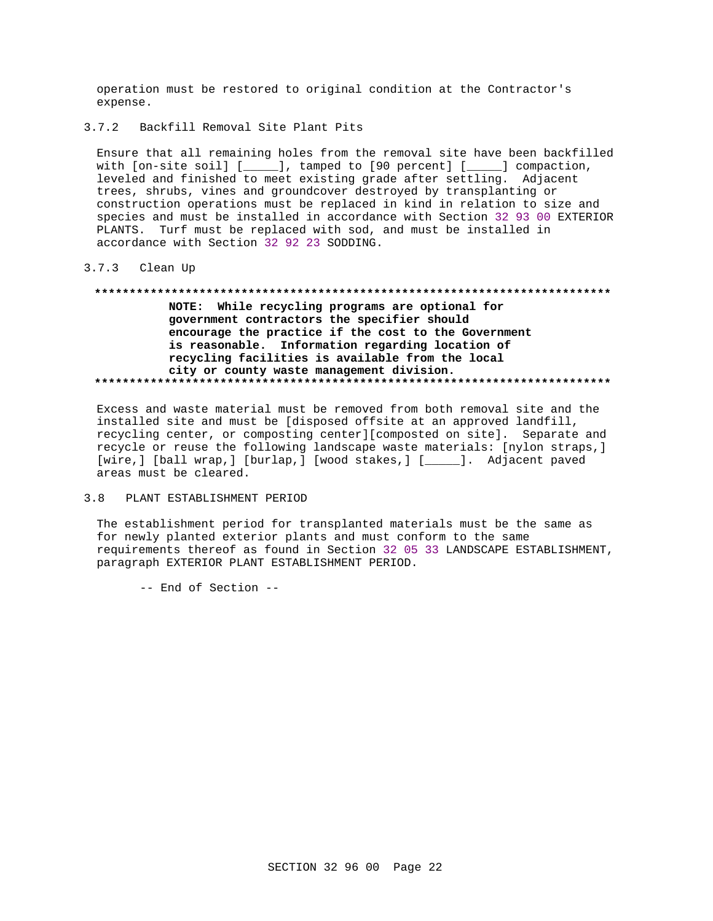operation must be restored to original condition at the Contractor's expense.

### 3.7.2 Backfill Removal Site Plant Pits

Ensure that all remaining holes from the removal site have been backfilled with [on-site soil] [_____], tamped to [90 percent] [_____] compaction, leveled and finished to meet existing grade after settling. Adjacent trees, shrubs, vines and groundcover destroyed by transplanting or construction operations must be replaced in kind in relation to size and species and must be installed in accordance with Section 32 93 00 EXTERIOR PLANTS. Turf must be replaced with sod, and must be installed in accordance with Section 32 92 23 SODDING.

### 3.7.3 Clean Up

**NOTE: While recycling programs are optional for government contractors the specifier should encourage the practice if the cost to the Government is reasonable. Information regarding location of recycling facilities is available from the local city or county waste management division.**

Excess and waste material must be removed from both removal site and the installed site and must be [disposed offsite at an approved landfill, recycling center, or composting center][composted on site]. Separate and recycle or reuse the following landscape waste materials: [nylon straps,] [wire,] [ball wrap,] [burlap,] [wood stakes,] [_____]. Adjacent paved areas must be cleared.

## 3.8 PLANT ESTABLISHMENT PERIOD

The establishment period for transplanted materials must be the same as for newly planted exterior plants and must conform to the same requirements thereof as found in Section 32 05 33 LANDSCAPE ESTABLISHMENT, paragraph EXTERIOR PLANT ESTABLISHMENT PERIOD.

-- End of Section --